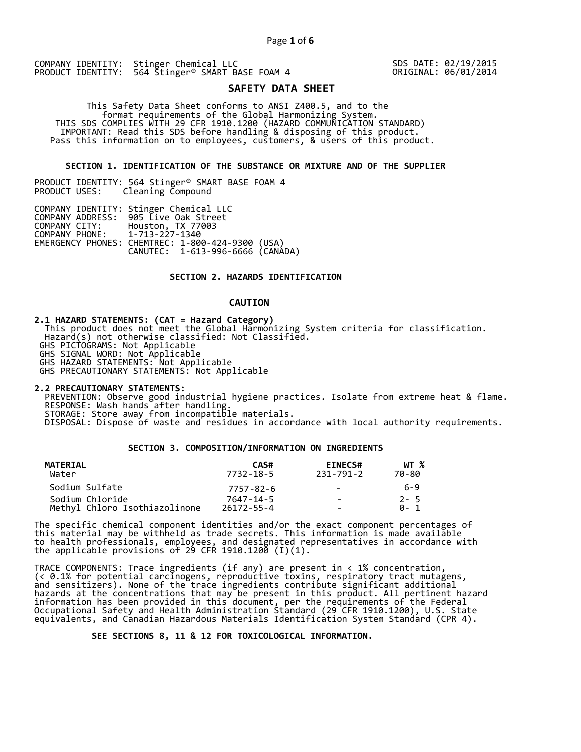COMPANY IDENTITY: Stinger Chemical LLC
PRODUCT IDENTITY: 564 Stinger® SMART BASE FOAM 4

SDS DATE: 02/19/2015
ORIGINAL: 06/01/2014

# SAFETY DATA SHEET

This Safety Data Sheet conforms to ANSI Z400.5, and to the format requirements of the Global Harmonizing System.
THIS SDS COMPLIES WITH 29 CFR 1910.1200 (HAZARD COMMUNICATION STANDARD)
IMPORTANT: Read this SDS before handling & disposing of this product.
Pass this information on to employees, customers, & users of this product.

## SECTION 1. IDENTIFICATION OF THE SUBSTANCE OR MIXTURE AND OF THE SUPPLIER

PRODUCT IDENTITY: 564 Stinger® SMART BASE FOAM 4
PRODUCT USES: Cleaning Compound

COMPANY IDENTITY: Stinger Chemical LLC
COMPANY ADDRESS: 905 Live Oak Street
COMPANY CITY: Houston, TX 77003
COMPANY PHONE: 1-713-227-1340
EMERGENCY PHONES: CHEMTREC: 1-800-424-9300 (USA)
CANUTEC: 1-613-996-6666 (CANADA)

## SECTION 2. HAZARDS IDENTIFICATION

**CAUTION**

**2.1 HAZARD STATEMENTS: (CAT = Hazard Category)**
This product does not meet the Global Harmonizing System criteria for classification.
Hazard(s) not otherwise classified: Not Classified.
GHS PICTOGRAMS: Not Applicable
GHS SIGNAL WORD: Not Applicable
GHS HAZARD STATEMENTS: Not Applicable
GHS PRECAUTIONARY STATEMENTS: Not Applicable

**2.2 PRECAUTIONARY STATEMENTS:**
PREVENTION: Observe good industrial hygiene practices. Isolate from extreme heat & flame.
RESPONSE: Wash hands after handling.
STORAGE: Store away from incompatible materials.
DISPOSAL: Dispose of waste and residues in accordance with local authority requirements.

## SECTION 3. COMPOSITION/INFORMATION ON INGREDIENTS

| MATERIAL | CAS# | EINECS# | WT % |
|---|---|---|---|
| Water | 7732-18-5 | 231-791-2 | 70-80 |
| Sodium Sulfate | 7757-82-6 | - | 6-9 |
| Sodium Chloride | 7647-14-5 | - | 2- 5 |
| Methyl Chloro Isothiazolinone | 26172-55-4 | - | 0- 1 |

The specific chemical component identities and/or the exact component percentages of this material may be withheld as trade secrets. This information is made available to health professionals, employees, and designated representatives in accordance with the applicable provisions of 29 CFR 1910.1200 (I)(1).

TRACE COMPONENTS: Trace ingredients (if any) are present in < 1% concentration, (< 0.1% for potential carcinogens, reproductive toxins, respiratory tract mutagens, and sensitizers). None of the trace ingredients contribute significant additional hazards at the concentrations that may be present in this product. All pertinent hazard information has been provided in this document, per the requirements of the Federal Occupational Safety and Health Administration Standard (29 CFR 1910.1200), U.S. State equivalents, and Canadian Hazardous Materials Identification System Standard (CPR 4).

**SEE SECTIONS 8, 11 & 12 FOR TOXICOLOGICAL INFORMATION.**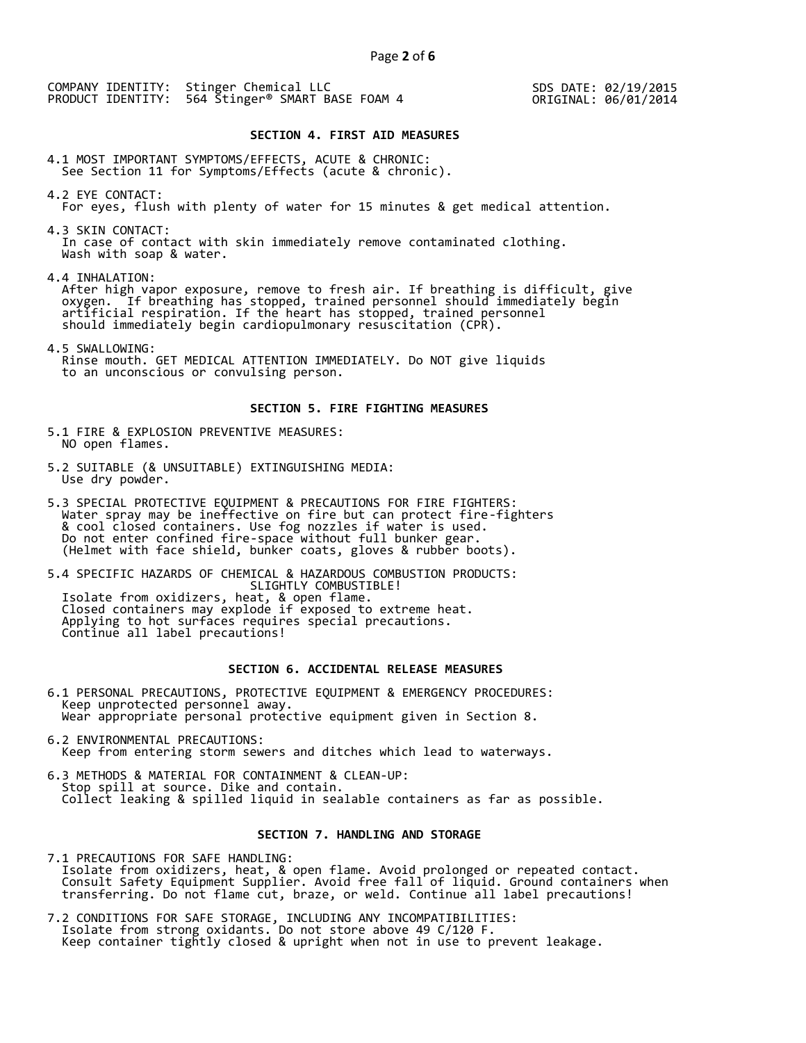COMPANY IDENTITY: Stinger Chemical LLC
PRODUCT IDENTITY: 564 Stinger® SMART BASE FOAM 4

SDS DATE: 02/19/2015
ORIGINAL: 06/01/2014

## SECTION 4. FIRST AID MEASURES

4.1 MOST IMPORTANT SYMPTOMS/EFFECTS, ACUTE & CHRONIC:
See Section 11 for Symptoms/Effects (acute & chronic).

4.2 EYE CONTACT:
For eyes, flush with plenty of water for 15 minutes & get medical attention.

4.3 SKIN CONTACT:
In case of contact with skin immediately remove contaminated clothing.
Wash with soap & water.

4.4 INHALATION:
After high vapor exposure, remove to fresh air. If breathing is difficult, give oxygen. If breathing has stopped, trained personnel should immediately begin artificial respiration. If the heart has stopped, trained personnel should immediately begin cardiopulmonary resuscitation (CPR).

4.5 SWALLOWING:
Rinse mouth. GET MEDICAL ATTENTION IMMEDIATELY. Do NOT give liquids to an unconscious or convulsing person.

## SECTION 5. FIRE FIGHTING MEASURES

5.1 FIRE & EXPLOSION PREVENTIVE MEASURES:
NO open flames.

5.2 SUITABLE (& UNSUITABLE) EXTINGUISHING MEDIA:
Use dry powder.

5.3 SPECIAL PROTECTIVE EQUIPMENT & PRECAUTIONS FOR FIRE FIGHTERS:
Water spray may be ineffective on fire but can protect fire-fighters & cool closed containers. Use fog nozzles if water is used.
Do not enter confined fire-space without full bunker gear.
(Helmet with face shield, bunker coats, gloves & rubber boots).

5.4 SPECIFIC HAZARDS OF CHEMICAL & HAZARDOUS COMBUSTION PRODUCTS:
SLIGHTLY COMBUSTIBLE!
Isolate from oxidizers, heat, & open flame.
Closed containers may explode if exposed to extreme heat.
Applying to hot surfaces requires special precautions.
Continue all label precautions!

## SECTION 6. ACCIDENTAL RELEASE MEASURES

6.1 PERSONAL PRECAUTIONS, PROTECTIVE EQUIPMENT & EMERGENCY PROCEDURES:
Keep unprotected personnel away.
Wear appropriate personal protective equipment given in Section 8.

6.2 ENVIRONMENTAL PRECAUTIONS:
Keep from entering storm sewers and ditches which lead to waterways.

6.3 METHODS & MATERIAL FOR CONTAINMENT & CLEAN-UP:
Stop spill at source. Dike and contain.
Collect leaking & spilled liquid in sealable containers as far as possible.

## SECTION 7. HANDLING AND STORAGE

7.1 PRECAUTIONS FOR SAFE HANDLING:
Isolate from oxidizers, heat, & open flame. Avoid prolonged or repeated contact.
Consult Safety Equipment Supplier. Avoid free fall of liquid. Ground containers when transferring. Do not flame cut, braze, or weld. Continue all label precautions!

7.2 CONDITIONS FOR SAFE STORAGE, INCLUDING ANY INCOMPATIBILITIES:
Isolate from strong oxidants. Do not store above 49 C/120 F.
Keep container tightly closed & upright when not in use to prevent leakage.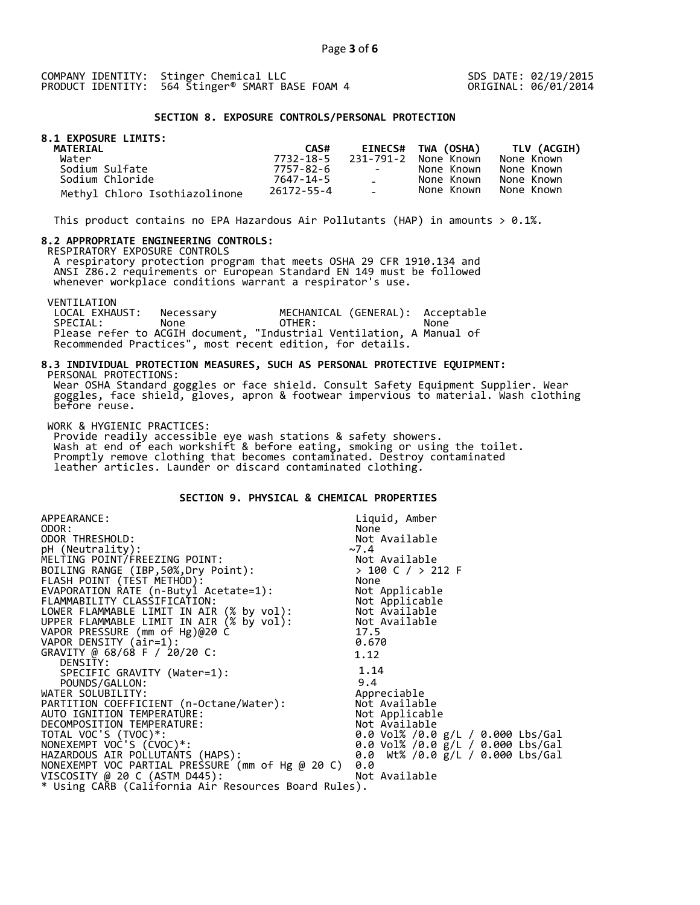COMPANY IDENTITY: Stinger Chemical LLC
PRODUCT IDENTITY: 564 Stinger® SMART BASE FOAM 4

SDS DATE: 02/19/2015
ORIGINAL: 06/01/2014

## SECTION 8. EXPOSURE CONTROLS/PERSONAL PROTECTION

### 8.1 EXPOSURE LIMITS:

| MATERIAL | CAS# | EINECS# | TWA (OSHA) | TLV (ACGIH) |
|---|---|---|---|---|
| Water | 7732-18-5 | 231-791-2 | None Known | None Known |
| Sodium Sulfate | 7757-82-6 | - | None Known | None Known |
| Sodium Chloride | 7647-14-5 | - | None Known | None Known |
| Methyl Chloro Isothiazolinone | 26172-55-4 | - | None Known | None Known |

This product contains no EPA Hazardous Air Pollutants (HAP) in amounts > 0.1%.

### 8.2 APPROPRIATE ENGINEERING CONTROLS:

RESPIRATORY EXPOSURE CONTROLS
A respiratory protection program that meets OSHA 29 CFR 1910.134 and ANSI Z86.2 requirements or European Standard EN 149 must be followed whenever workplace conditions warrant a respirator's use.

VENTILATION

| | | | |
|---|---|---|---|
| LOCAL EXHAUST: | Necessary | MECHANICAL (GENERAL): | Acceptable |
| SPECIAL: | None | OTHER: | None |

Please refer to ACGIH document, "Industrial Ventilation, A Manual of Recommended Practices", most recent edition, for details.

### 8.3 INDIVIDUAL PROTECTION MEASURES, SUCH AS PERSONAL PROTECTIVE EQUIPMENT:

PERSONAL PROTECTIONS:
Wear OSHA Standard goggles or face shield. Consult Safety Equipment Supplier. Wear goggles, face shield, gloves, apron & footwear impervious to material. Wash clothing before reuse.

WORK & HYGIENIC PRACTICES:
Provide readily accessible eye wash stations & safety showers.
Wash at end of each workshift & before eating, smoking or using the toilet.
Promptly remove clothing that becomes contaminated. Destroy contaminated leather articles. Launder or discard contaminated clothing.

## SECTION 9. PHYSICAL & CHEMICAL PROPERTIES

| | |
|---|---|
| APPEARANCE: | Liquid, Amber |
| ODOR: | None |
| ODOR THRESHOLD: | Not Available |
| pH (Neutrality): | ~7.4 |
| MELTING POINT/FREEZING POINT: | Not Available |
| BOILING RANGE (IBP,50%,Dry Point): | > 100 C / > 212 F |
| FLASH POINT (TEST METHOD): | None |
| EVAPORATION RATE (n-Butyl Acetate=1): | Not Applicable |
| FLAMMABILITY CLASSIFICATION: | Not Applicable |
| LOWER FLAMMABLE LIMIT IN AIR (% by vol): | Not Available |
| UPPER FLAMMABLE LIMIT IN AIR (% by vol): | Not Available |
| VAPOR PRESSURE (mm of Hg)@20 C | 17.5 |
| VAPOR DENSITY (air=1): | 0.670 |
| GRAVITY @ 68/68 F / 20/20 C: | 1.12 |
| DENSITY: | |
| SPECIFIC GRAVITY (Water=1): | 1.14 |
| POUNDS/GALLON: | 9.4 |
| WATER SOLUBILITY: | Appreciable |
| PARTITION COEFFICIENT (n-Octane/Water): | Not Available |
| AUTO IGNITION TEMPERATURE: | Not Applicable |
| DECOMPOSITION TEMPERATURE: | Not Available |
| TOTAL VOC'S (TVOC)*: | 0.0 Vol% /0.0 g/L / 0.000 Lbs/Gal |
| NONEXEMPT VOC'S (CVOC)*: | 0.0 Vol% /0.0 g/L / 0.000 Lbs/Gal |
| HAZARDOUS AIR POLLUTANTS (HAPS): | 0.0 Wt% /0.0 g/L / 0.000 Lbs/Gal |
| NONEXEMPT VOC PARTIAL PRESSURE (mm of Hg @ 20 C) | 0.0 |
| VISCOSITY @ 20 C (ASTM D445): | Not Available |

* Using CARB (California Air Resources Board Rules).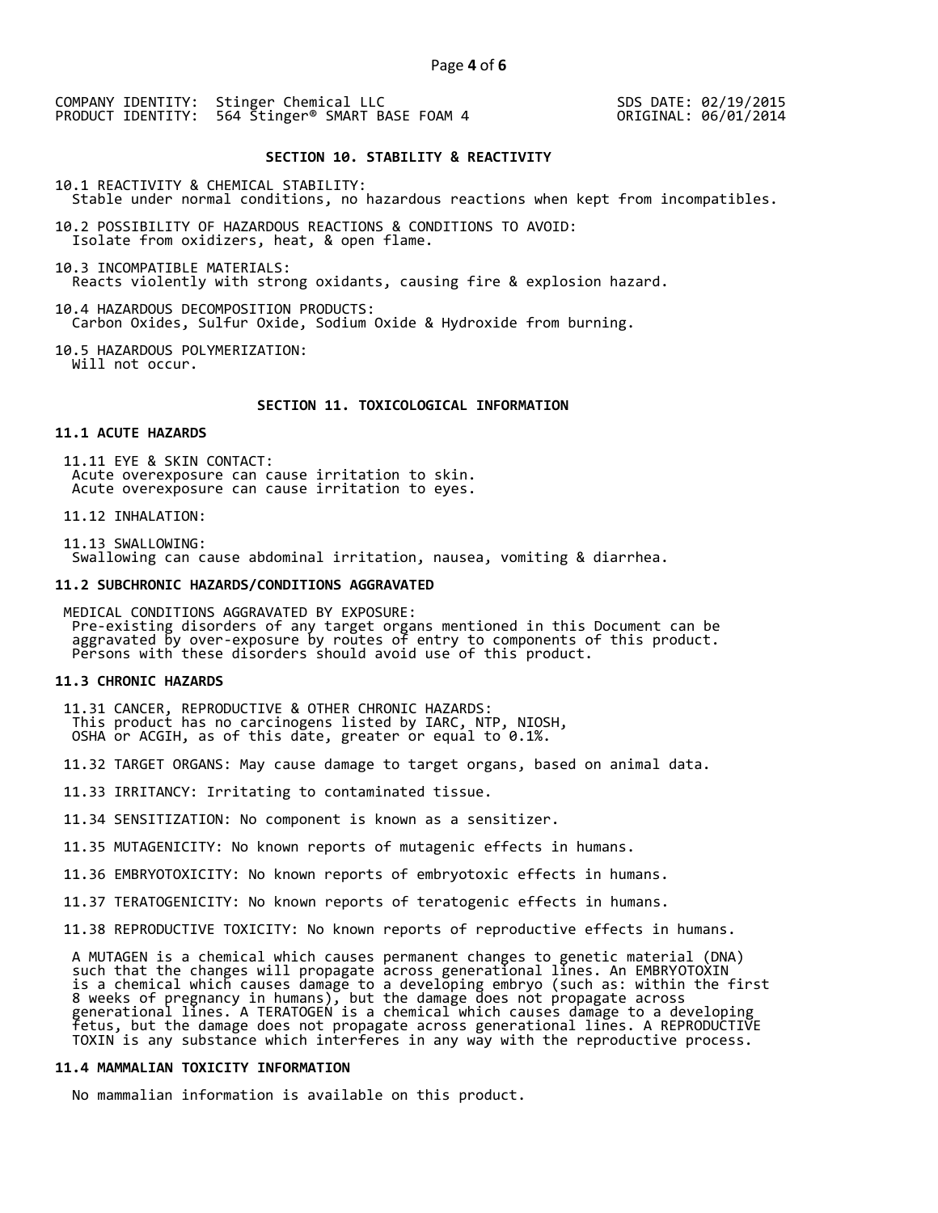COMPANY IDENTITY: Stinger Chemical LLC
PRODUCT IDENTITY: 564 Stinger® SMART BASE FOAM 4

SDS DATE: 02/19/2015
ORIGINAL: 06/01/2014

## SECTION 10. STABILITY & REACTIVITY

10.1 REACTIVITY & CHEMICAL STABILITY:
Stable under normal conditions, no hazardous reactions when kept from incompatibles.

10.2 POSSIBILITY OF HAZARDOUS REACTIONS & CONDITIONS TO AVOID:
Isolate from oxidizers, heat, & open flame.

10.3 INCOMPATIBLE MATERIALS:
Reacts violently with strong oxidants, causing fire & explosion hazard.

10.4 HAZARDOUS DECOMPOSITION PRODUCTS:
Carbon Oxides, Sulfur Oxide, Sodium Oxide & Hydroxide from burning.

10.5 HAZARDOUS POLYMERIZATION:
Will not occur.

## SECTION 11. TOXICOLOGICAL INFORMATION

### 11.1 ACUTE HAZARDS

11.11 EYE & SKIN CONTACT:
Acute overexposure can cause irritation to skin.
Acute overexposure can cause irritation to eyes.

11.12 INHALATION:

11.13 SWALLOWING:
Swallowing can cause abdominal irritation, nausea, vomiting & diarrhea.

### 11.2 SUBCHRONIC HAZARDS/CONDITIONS AGGRAVATED

MEDICAL CONDITIONS AGGRAVATED BY EXPOSURE:
Pre-existing disorders of any target organs mentioned in this Document can be aggravated by over-exposure by routes of entry to components of this product. Persons with these disorders should avoid use of this product.

### 11.3 CHRONIC HAZARDS

11.31 CANCER, REPRODUCTIVE & OTHER CHRONIC HAZARDS:
This product has no carcinogens listed by IARC, NTP, NIOSH, OSHA or ACGIH, as of this date, greater or equal to 0.1%.

11.32 TARGET ORGANS: May cause damage to target organs, based on animal data.

11.33 IRRITANCY: Irritating to contaminated tissue.

11.34 SENSITIZATION: No component is known as a sensitizer.

11.35 MUTAGENICITY: No known reports of mutagenic effects in humans.

11.36 EMBRYOTOXICITY: No known reports of embryotoxic effects in humans.

11.37 TERATOGENICITY: No known reports of teratogenic effects in humans.

11.38 REPRODUCTIVE TOXICITY: No known reports of reproductive effects in humans.

A MUTAGEN is a chemical which causes permanent changes to genetic material (DNA) such that the changes will propagate across generational lines. An EMBRYOTOXIN is a chemical which causes damage to a developing embryo (such as: within the first 8 weeks of pregnancy in humans), but the damage does not propagate across generational lines. A TERATOGEN is a chemical which causes damage to a developing fetus, but the damage does not propagate across generational lines. A REPRODUCTIVE TOXIN is any substance which interferes in any way with the reproductive process.

### 11.4 MAMMALIAN TOXICITY INFORMATION

No mammalian information is available on this product.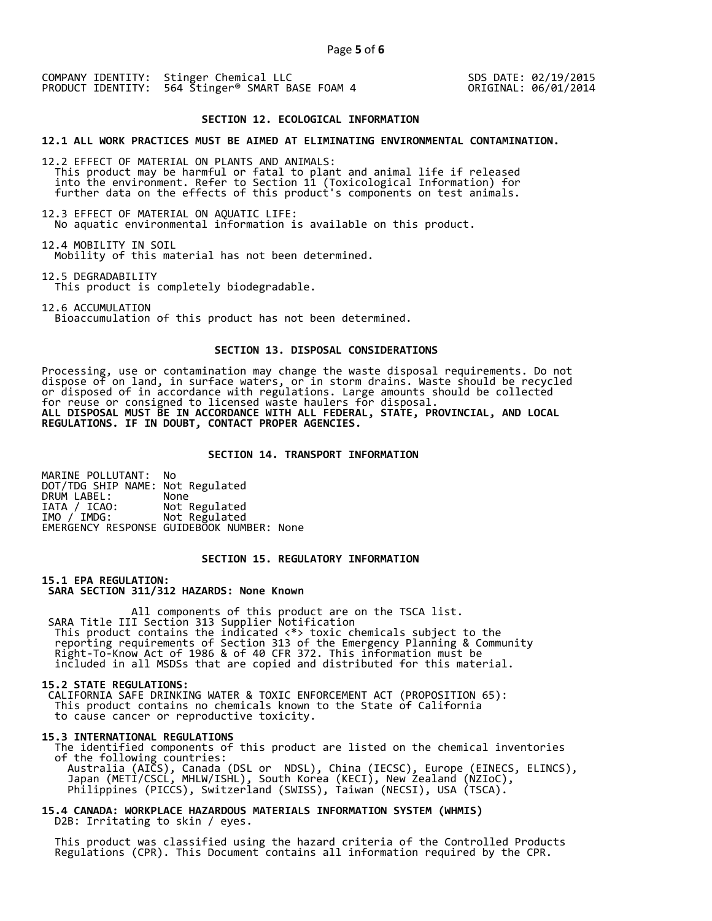COMPANY IDENTITY: Stinger Chemical LLC
PRODUCT IDENTITY: 564 Stinger® SMART BASE FOAM 4

SDS DATE: 02/19/2015
ORIGINAL: 06/01/2014

## SECTION 12. ECOLOGICAL INFORMATION

**12.1 ALL WORK PRACTICES MUST BE AIMED AT ELIMINATING ENVIRONMENTAL CONTAMINATION.**

12.2 EFFECT OF MATERIAL ON PLANTS AND ANIMALS:
This product may be harmful or fatal to plant and animal life if released into the environment. Refer to Section 11 (Toxicological Information) for further data on the effects of this product's components on test animals.

12.3 EFFECT OF MATERIAL ON AQUATIC LIFE:
No aquatic environmental information is available on this product.

12.4 MOBILITY IN SOIL
Mobility of this material has not been determined.

12.5 DEGRADABILITY
This product is completely biodegradable.

12.6 ACCUMULATION
Bioaccumulation of this product has not been determined.

## SECTION 13. DISPOSAL CONSIDERATIONS

Processing, use or contamination may change the waste disposal requirements. Do not dispose of on land, in surface waters, or in storm drains. Waste should be recycled or disposed of in accordance with regulations. Large amounts should be collected for reuse or consigned to licensed waste haulers for disposal.
**ALL DISPOSAL MUST BE IN ACCORDANCE WITH ALL FEDERAL, STATE, PROVINCIAL, AND LOCAL REGULATIONS. IF IN DOUBT, CONTACT PROPER AGENCIES.**

## SECTION 14. TRANSPORT INFORMATION

MARINE POLLUTANT: No
DOT/TDG SHIP NAME: Not Regulated
DRUM LABEL: None
IATA / ICAO: Not Regulated
IMO / IMDG: Not Regulated
EMERGENCY RESPONSE GUIDEBOOK NUMBER: None

## SECTION 15. REGULATORY INFORMATION

**15.1 EPA REGULATION:**
**SARA SECTION 311/312 HAZARDS: None Known**

All components of this product are on the TSCA list.
SARA Title III Section 313 Supplier Notification
This product contains the indicated <*> toxic chemicals subject to the reporting requirements of Section 313 of the Emergency Planning & Community Right-To-Know Act of 1986 & of 40 CFR 372. This information must be included in all MSDSs that are copied and distributed for this material.

**15.2 STATE REGULATIONS:**
CALIFORNIA SAFE DRINKING WATER & TOXIC ENFORCEMENT ACT (PROPOSITION 65):
This product contains no chemicals known to the State of California to cause cancer or reproductive toxicity.

**15.3 INTERNATIONAL REGULATIONS**
The identified components of this product are listed on the chemical inventories of the following countries:
Australia (AICS), Canada (DSL or NDSL), China (IECSC), Europe (EINECS, ELINCS), Japan (METI/CSCL, MHLW/ISHL), South Korea (KECI), New Zealand (NZIoC), Philippines (PICCS), Switzerland (SWISS), Taiwan (NECSI), USA (TSCA).

**15.4 CANADA: WORKPLACE HAZARDOUS MATERIALS INFORMATION SYSTEM (WHMIS)**
D2B: Irritating to skin / eyes.

This product was classified using the hazard criteria of the Controlled Products Regulations (CPR). This Document contains all information required by the CPR.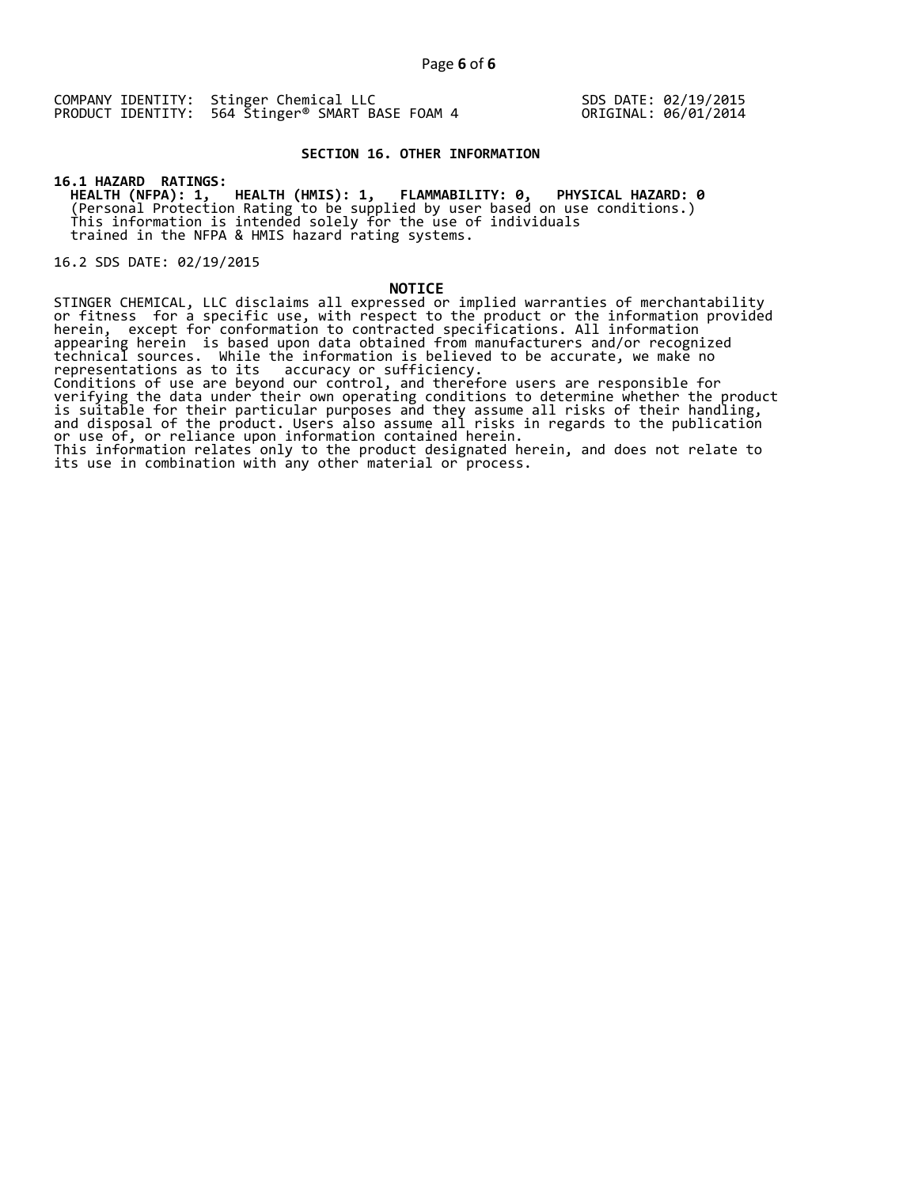COMPANY IDENTITY: Stinger Chemical LLC
PRODUCT IDENTITY: 564 Stinger® SMART BASE FOAM 4

SDS DATE: 02/19/2015
ORIGINAL: 06/01/2014

## SECTION 16. OTHER INFORMATION

**16.1 HAZARD RATINGS:**

**HEALTH (NFPA): 1, HEALTH (HMIS): 1, FLAMMABILITY: 0, PHYSICAL HAZARD: 0**

(Personal Protection Rating to be supplied by user based on use conditions.)
This information is intended solely for the use of individuals trained in the NFPA & HMIS hazard rating systems.

16.2 SDS DATE: 02/19/2015

**NOTICE**

STINGER CHEMICAL, LLC disclaims all expressed or implied warranties of merchantability or fitness for a specific use, with respect to the product or the information provided herein, except for conformation to contracted specifications. All information appearing herein is based upon data obtained from manufacturers and/or recognized technical sources. While the information is believed to be accurate, we make no representations as to its accuracy or sufficiency.
Conditions of use are beyond our control, and therefore users are responsible for verifying the data under their own operating conditions to determine whether the product is suitable for their particular purposes and they assume all risks of their handling, and disposal of the product. Users also assume all risks in regards to the publication or use of, or reliance upon information contained herein.
This information relates only to the product designated herein, and does not relate to its use in combination with any other material or process.